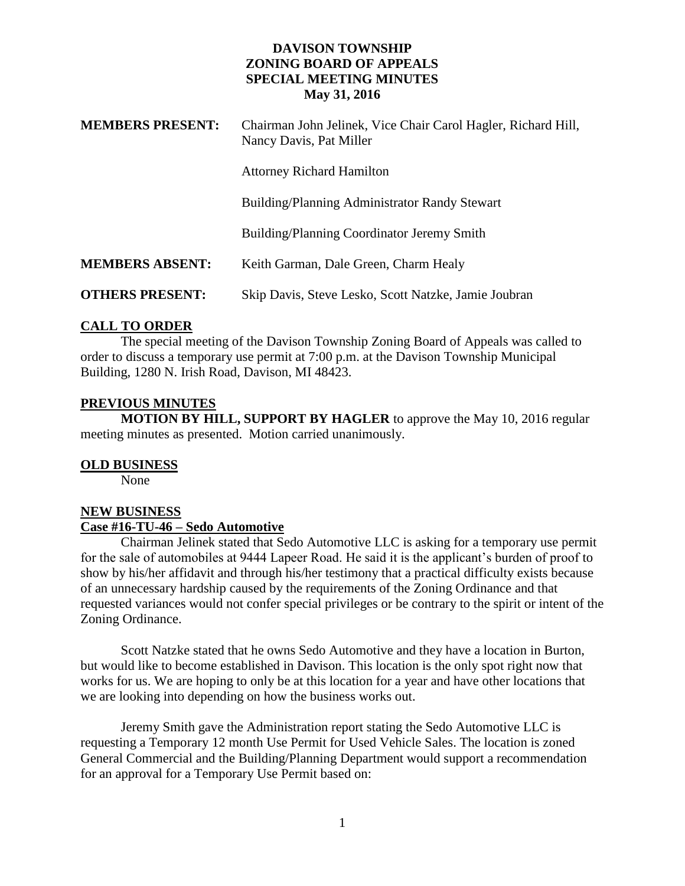# DAVISON TOWNSHIP
# ZONING BOARD OF APPEALS
# SPECIAL MEETING MINUTES
## May 31, 2016

**MEMBERS PRESENT:** Chairman John Jelinek, Vice Chair Carol Hagler, Richard Hill, Nancy Davis, Pat Miller

Attorney Richard Hamilton

Building/Planning Administrator Randy Stewart

Building/Planning Coordinator Jeremy Smith

**MEMBERS ABSENT:** Keith Garman, Dale Green, Charm Healy

**OTHERS PRESENT:** Skip Davis, Steve Lesko, Scott Natzke, Jamie Joubran

## CALL TO ORDER

The special meeting of the Davison Township Zoning Board of Appeals was called to order to discuss a temporary use permit at 7:00 p.m. at the Davison Township Municipal Building, 1280 N. Irish Road, Davison, MI 48423.

## PREVIOUS MINUTES

**MOTION BY HILL, SUPPORT BY HAGLER** to approve the May 10, 2016 regular meeting minutes as presented. Motion carried unanimously.

## OLD BUSINESS

None

## NEW BUSINESS

### Case #16-TU-46 – Sedo Automotive

Chairman Jelinek stated that Sedo Automotive LLC is asking for a temporary use permit for the sale of automobiles at 9444 Lapeer Road. He said it is the applicant's burden of proof to show by his/her affidavit and through his/her testimony that a practical difficulty exists because of an unnecessary hardship caused by the requirements of the Zoning Ordinance and that requested variances would not confer special privileges or be contrary to the spirit or intent of the Zoning Ordinance.

Scott Natzke stated that he owns Sedo Automotive and they have a location in Burton, but would like to become established in Davison. This location is the only spot right now that works for us. We are hoping to only be at this location for a year and have other locations that we are looking into depending on how the business works out.

Jeremy Smith gave the Administration report stating the Sedo Automotive LLC is requesting a Temporary 12 month Use Permit for Used Vehicle Sales. The location is zoned General Commercial and the Building/Planning Department would support a recommendation for an approval for a Temporary Use Permit based on: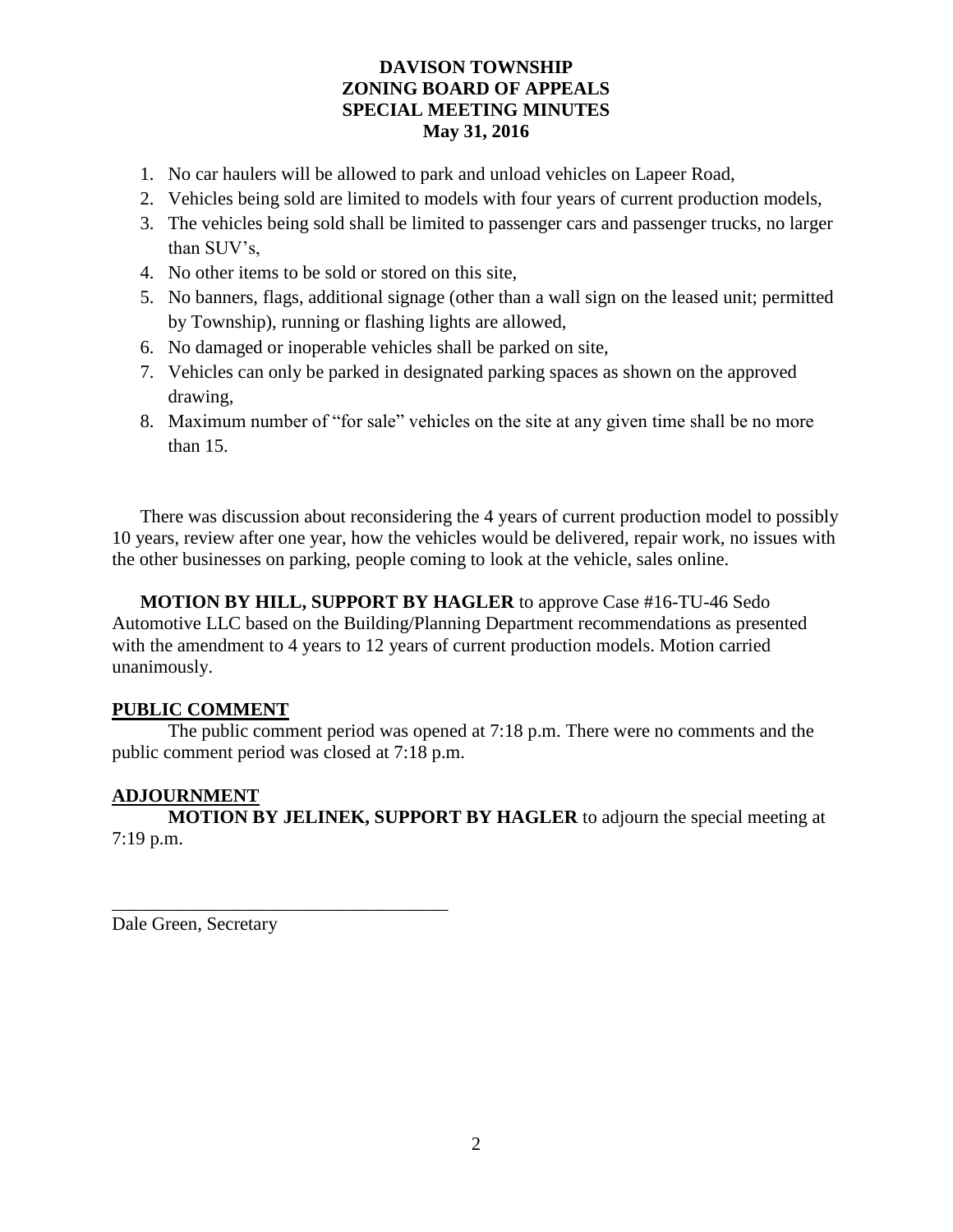**DAVISON TOWNSHIP**
**ZONING BOARD OF APPEALS**
**SPECIAL MEETING MINUTES**
**May 31, 2016**

1. No car haulers will be allowed to park and unload vehicles on Lapeer Road,
2. Vehicles being sold are limited to models with four years of current production models,
3. The vehicles being sold shall be limited to passenger cars and passenger trucks, no larger than SUV's,
4. No other items to be sold or stored on this site,
5. No banners, flags, additional signage (other than a wall sign on the leased unit; permitted by Township), running or flashing lights are allowed,
6. No damaged or inoperable vehicles shall be parked on site,
7. Vehicles can only be parked in designated parking spaces as shown on the approved drawing,
8. Maximum number of "for sale" vehicles on the site at any given time shall be no more than 15.

There was discussion about reconsidering the 4 years of current production model to possibly 10 years, review after one year, how the vehicles would be delivered, repair work, no issues with the other businesses on parking, people coming to look at the vehicle, sales online.

**MOTION BY HILL, SUPPORT BY HAGLER** to approve Case #16-TU-46 Sedo Automotive LLC based on the Building/Planning Department recommendations as presented with the amendment to 4 years to 12 years of current production models. Motion carried unanimously.

## PUBLIC COMMENT

The public comment period was opened at 7:18 p.m. There were no comments and the public comment period was closed at 7:18 p.m.

## ADJOURNMENT

**MOTION BY JELINEK, SUPPORT BY HAGLER** to adjourn the special meeting at 7:19 p.m.

\_\_\_\_\_\_\_\_\_\_\_\_\_\_\_\_\_\_\_\_\_\_\_\_\_\_\_\_\_\_\_\_\_\_\_\_

Dale Green, Secretary